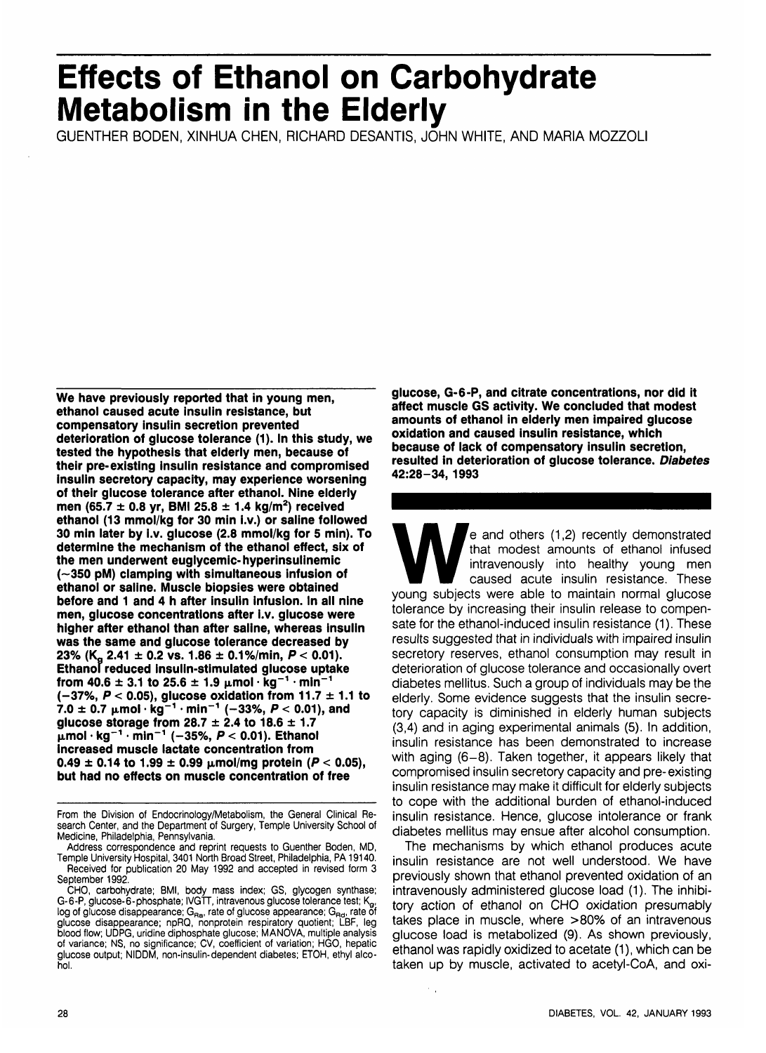# Effects of Ethanol on Carbohydrate Metabolism in the Elderly

GUENTHER BODEN, XINHUA CHEN, RICHARD DESANTIS, JOHN WHITE, AND MARIA MOZZOLI

**We have previously reported that in young men, ethanol caused acute insulin resistance, but compensatory insulin secretion prevented deterioration of glucose tolerance (1). In this study, we tested the hypothesis that elderly men, because of their pre-existing insulin resistance and compromised insulin secretory capacity, may experience worsening of their glucose tolerance after ethanol. Nine elderly men (65.7 ± 0.8 yr, BMI 25.8 ± 1.4 kg/m$^2$) received ethanol (13 mmol/kg for 30 min i.v.) or saline followed 30 min later by i.v. glucose (2.8 mmol/kg for 5 min). To determine the mechanism of the ethanol effect, six of the men underwent euglycemic-hyperinsulinemic (~350 pM) clamping with simultaneous infusion of ethanol or saline. Muscle biopsies were obtained before and 1 and 4 h after insulin infusion. In all nine men, glucose concentrations after i.v. glucose were higher after ethanol than after saline, whereas insulin was the same and glucose tolerance decreased by 23% ($K_g$ 2.41 ± 0.2 vs. 1.86 ± 0.1%/min, $P < 0.01$). Ethanol reduced insulin-stimulated glucose uptake from 40.6 ± 3.1 to 25.6 ± 1.9 μmol · kg$^{-1}$ · min$^{-1}$ (−37%, $P < 0.05$), glucose oxidation from 11.7 ± 1.1 to 7.0 ± 0.7 μmol · kg$^{-1}$ · min$^{-1}$ (−33%, $P < 0.01$), and glucose storage from 28.7 ± 2.4 to 18.6 ± 1.7 μmol · kg$^{-1}$ · min$^{-1}$ (−35%, $P < 0.01$). Ethanol increased muscle lactate concentration from 0.49 ± 0.14 to 1.99 ± 0.99 μmol/mg protein ($P < 0.05$), but had no effects on muscle concentration of free glucose, G-6-P, and citrate concentrations, nor did it affect muscle GS activity. We concluded that modest amounts of ethanol in elderly men impaired glucose oxidation and caused insulin resistance, which because of lack of compensatory insulin secretion, resulted in deterioration of glucose tolerance. *Diabetes* 42:28–34, 1993**

From the Division of Endocrinology/Metabolism, the General Clinical Research Center, and the Department of Surgery, Temple University School of Medicine, Philadelphia, Pennsylvania.

Address correspondence and reprint requests to Guenther Boden, MD, Temple University Hospital, 3401 North Broad Street, Philadelphia, PA 19140.

Received for publication 20 May 1992 and accepted in revised form 3 September 1992.

CHO, carbohydrate; BMI, body mass index; GS, glycogen synthase; G-6-P, glucose-6-phosphate; IVGTT, intravenous glucose tolerance test; $K_g$, log of glucose disappearance; $G_{Ra}$, rate of glucose appearance; $G_{Rd}$, rate of glucose disappearance; npRQ, nonprotein respiratory quotient; LBF, leg blood flow; UDPG, uridine diphosphate glucose; MANOVA, multiple analysis of variance; NS, no significance; CV, coefficient of variation; HGO, hepatic glucose output; NIDDM, non-insulin-dependent diabetes; ETOH, ethyl alcohol.

We and others (1,2) recently demonstrated that modest amounts of ethanol infused intravenously into healthy young men caused acute insulin resistance. These young subjects were able to maintain normal glucose tolerance by increasing their insulin release to compensate for the ethanol-induced insulin resistance (1). These results suggested that in individuals with impaired insulin secretory reserves, ethanol consumption may result in deterioration of glucose tolerance and occasionally overt diabetes mellitus. Such a group of individuals may be the elderly. Some evidence suggests that the insulin secretory capacity is diminished in elderly human subjects (3,4) and in aging experimental animals (5). In addition, insulin resistance has been demonstrated to increase with aging (6–8). Taken together, it appears likely that compromised insulin secretory capacity and pre-existing insulin resistance may make it difficult for elderly subjects to cope with the additional burden of ethanol-induced insulin resistance. Hence, glucose intolerance or frank diabetes mellitus may ensue after alcohol consumption.

The mechanisms by which ethanol produces acute insulin resistance are not well understood. We have previously shown that ethanol prevented oxidation of an intravenously administered glucose load (1). The inhibitory action of ethanol on CHO oxidation presumably takes place in muscle, where >80% of an intravenous glucose load is metabolized (9). As shown previously, ethanol was rapidly oxidized to acetate (1), which can be taken up by muscle, activated to acetyl-CoA, and oxi-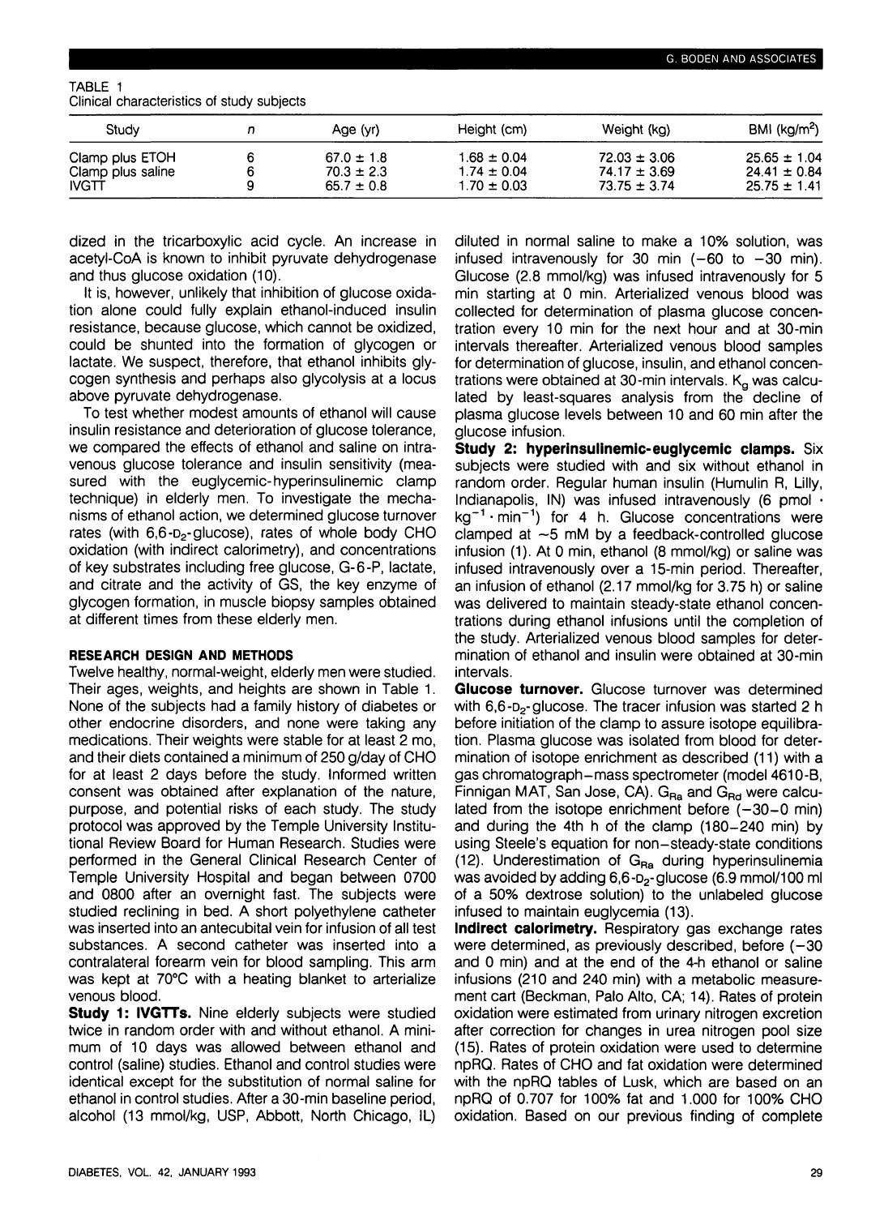TABLE 1
Clinical characteristics of study subjects

| Study | n | Age (yr) | Height (cm) | Weight (kg) | BMI (kg/m$^2$) |
|---|---|---|---|---|---|
| Clamp plus ETOH | 6 | 67.0 ± 1.8 | 1.68 ± 0.04 | 72.03 ± 3.06 | 25.65 ± 1.04 |
| Clamp plus saline | 6 | 70.3 ± 2.3 | 1.74 ± 0.04 | 74.17 ± 3.69 | 24.41 ± 0.84 |
| IVGTT | 9 | 65.7 ± 0.8 | 1.70 ± 0.03 | 73.75 ± 3.74 | 25.75 ± 1.41 |

dized in the tricarboxylic acid cycle. An increase in acetyl-CoA is known to inhibit pyruvate dehydrogenase and thus glucose oxidation (10).

It is, however, unlikely that inhibition of glucose oxidation alone could fully explain ethanol-induced insulin resistance, because glucose, which cannot be oxidized, could be shunted into the formation of glycogen or lactate. We suspect, therefore, that ethanol inhibits glycogen synthesis and perhaps also glycolysis at a locus above pyruvate dehydrogenase.

To test whether modest amounts of ethanol will cause insulin resistance and deterioration of glucose tolerance, we compared the effects of ethanol and saline on intravenous glucose tolerance and insulin sensitivity (measured with the euglycemic-hyperinsulinemic clamp technique) in elderly men. To investigate the mechanisms of ethanol action, we determined glucose turnover rates (with 6,6-$D_2$-glucose), rates of whole body CHO oxidation (with indirect calorimetry), and concentrations of key substrates including free glucose, G-6-P, lactate, and citrate and the activity of GS, the key enzyme of glycogen formation, in muscle biopsy samples obtained at different times from these elderly men.

## RESEARCH DESIGN AND METHODS

Twelve healthy, normal-weight, elderly men were studied. Their ages, weights, and heights are shown in Table 1. None of the subjects had a family history of diabetes or other endocrine disorders, and none were taking any medications. Their weights were stable for at least 2 mo, and their diets contained a minimum of 250 g/day of CHO for at least 2 days before the study. Informed written consent was obtained after explanation of the nature, purpose, and potential risks of each study. The study protocol was approved by the Temple University Institutional Review Board for Human Research. Studies were performed in the General Clinical Research Center of Temple University Hospital and began between 0700 and 0800 after an overnight fast. The subjects were studied reclining in bed. A short polyethylene catheter was inserted into an antecubital vein for infusion of all test substances. A second catheter was inserted into a contralateral forearm vein for blood sampling. This arm was kept at 70°C with a heating blanket to arterialize venous blood.

**Study 1: IVGTTs.** Nine elderly subjects were studied twice in random order with and without ethanol. A minimum of 10 days was allowed between ethanol and control (saline) studies. Ethanol and control studies were identical except for the substitution of normal saline for ethanol in control studies. After a 30-min baseline period, alcohol (13 mmol/kg, USP, Abbott, North Chicago, IL) diluted in normal saline to make a 10% solution, was infused intravenously for 30 min (−60 to −30 min). Glucose (2.8 mmol/kg) was infused intravenously for 5 min starting at 0 min. Arterialized venous blood was collected for determination of plasma glucose concentration every 10 min for the next hour and at 30-min intervals thereafter. Arterialized venous blood samples for determination of glucose, insulin, and ethanol concentrations were obtained at 30-min intervals. $K_g$ was calculated by least-squares analysis from the decline of plasma glucose levels between 10 and 60 min after the glucose infusion.

**Study 2: hyperinsulinemic-euglycemic clamps.** Six subjects were studied with and six without ethanol in random order. Regular human insulin (Humulin R, Lilly, Indianapolis, IN) was infused intravenously (6 pmol · $kg^{-1} \cdot min^{-1}$) for 4 h. Glucose concentrations were clamped at ~5 mM by a feedback-controlled glucose infusion (1). At 0 min, ethanol (8 mmol/kg) or saline was infused intravenously over a 15-min period. Thereafter, an infusion of ethanol (2.17 mmol/kg for 3.75 h) or saline was delivered to maintain steady-state ethanol concentrations during ethanol infusions until the completion of the study. Arterialized venous blood samples for determination of ethanol and insulin were obtained at 30-min intervals.

**Glucose turnover.** Glucose turnover was determined with 6,6-$D_2$-glucose. The tracer infusion was started 2 h before initiation of the clamp to assure isotope equilibration. Plasma glucose was isolated from blood for determination of isotope enrichment as described (11) with a gas chromatograph–mass spectrometer (model 4610-B, Finnigan MAT, San Jose, CA). $G_{Ra}$ and $G_{Rd}$ were calculated from the isotope enrichment before (−30–0 min) and during the 4th h of the clamp (180–240 min) by using Steele's equation for non–steady-state conditions (12). Underestimation of $G_{Ra}$ during hyperinsulinemia was avoided by adding 6,6-$D_2$-glucose (6.9 mmol/100 ml of a 50% dextrose solution) to the unlabeled glucose infused to maintain euglycemia (13).

**Indirect calorimetry.** Respiratory gas exchange rates were determined, as previously described, before (−30 and 0 min) and at the end of the 4-h ethanol or saline infusions (210 and 240 min) with a metabolic measurement cart (Beckman, Palo Alto, CA; 14). Rates of protein oxidation were estimated from urinary nitrogen excretion after correction for changes in urea nitrogen pool size (15). Rates of protein oxidation were used to determine npRQ. Rates of CHO and fat oxidation were determined with the npRQ tables of Lusk, which are based on an npRQ of 0.707 for 100% fat and 1.000 for 100% CHO oxidation. Based on our previous finding of complete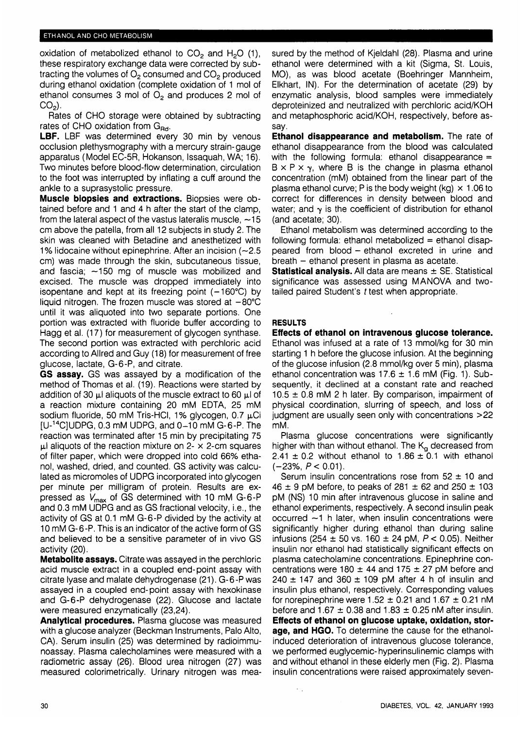oxidation of metabolized ethanol to $CO_2$ and $H_2O$ (1), these respiratory exchange data were corrected by subtracting the volumes of $O_2$ consumed and $CO_2$ produced during ethanol oxidation (complete oxidation of 1 mol of ethanol consumes 3 mol of $O_2$ and produces 2 mol of $CO_2$).

Rates of CHO storage were obtained by subtracting rates of CHO oxidation from $G_{Rd}$.

**LBF.** LBF was determined every 30 min by venous occlusion plethysmography with a mercury strain-gauge apparatus (Model EC-5R, Hokanson, Issaquah, WA; 16). Two minutes before blood-flow determination, circulation to the foot was interrupted by inflating a cuff around the ankle to a suprasystolic pressure.

**Muscle biopsies and extractions.** Biopsies were obtained before and 1 and 4 h after the start of the clamp, from the lateral aspect of the vastus lateralis muscle, ~15 cm above the patella, from all 12 subjects in study 2. The skin was cleaned with Betadine and anesthetized with 1% lidocaine without epinephrine. After an incision (~2.5 cm) was made through the skin, subcutaneous tissue, and fascia; ~150 mg of muscle was mobilized and excised. The muscle was dropped immediately into isopentane and kept at its freezing point (−160°C) by liquid nitrogen. The frozen muscle was stored at −80°C until it was aliquoted into two separate portions. One portion was extracted with fluoride buffer according to Hagg et al. (17) for measurement of glycogen synthase. The second portion was extracted with perchloric acid according to Allred and Guy (18) for measurement of free glucose, lactate, G-6-P, and citrate.

**GS assay.** GS was assayed by a modification of the method of Thomas et al. (19). Reactions were started by addition of 30 μl aliquots of the muscle extract to 60 μl of a reaction mixture containing 20 mM EDTA, 25 mM sodium fluoride, 50 mM Tris-HCl, 1% glycogen, 0.7 μCi [U-$^{14}$C]UDPG, 0.3 mM UDPG, and 0–10 mM G-6-P. The reaction was terminated after 15 min by precipitating 75 μl aliquots of the reaction mixture on 2- × 2-cm squares of filter paper, which were dropped into cold 66% ethanol, washed, dried, and counted. GS activity was calculated as micromoles of UDPG incorporated into glycogen per minute per milligram of protein. Results are expressed as $V_{max}$ of GS determined with 10 mM G-6-P and 0.3 mM UDPG and as GS fractional velocity, i.e., the activity of GS at 0.1 mM G-6-P divided by the activity at 10 mM G-6-P. This is an indicator of the active form of GS and believed to be a sensitive parameter of in vivo GS activity (20).

**Metabolite assays.** Citrate was assayed in the perchloric acid muscle extract in a coupled end-point assay with citrate lyase and malate dehydrogenase (21). G-6-P was assayed in a coupled end-point assay with hexokinase and G-6-P dehydrogenase (22). Glucose and lactate were measured enzymatically (23,24).

**Analytical procedures.** Plasma glucose was measured with a glucose analyzer (Beckman Instruments, Palo Alto, CA). Serum insulin (25) was determined by radioimmunoassay. Plasma catecholamines were measured with a radiometric assay (26). Blood urea nitrogen (27) was measured colorimetrically. Urinary nitrogen was measured by the method of Kjeldahl (28). Plasma and urine ethanol were determined with a kit (Sigma, St. Louis, MO), as was blood acetate (Boehringer Mannheim, Elkhart, IN). For the determination of acetate (29) by enzymatic analysis, blood samples were immediately deproteinized and neutralized with perchloric acid/KOH and metaphosphoric acid/KOH, respectively, before assay.

**Ethanol disappearance and metabolism.** The rate of ethanol disappearance from the blood was calculated with the following formula: ethanol disappearance = $B \times P \times \gamma$, where B is the change in plasma ethanol concentration (mM) obtained from the linear part of the plasma ethanol curve; P is the body weight (kg) × 1.06 to correct for differences in density between blood and water; and $\gamma$ is the coefficient of distribution for ethanol (and acetate; 30).

Ethanol metabolism was determined according to the following formula: ethanol metabolized = ethanol disappeared from blood − ethanol excreted in urine and breath − ethanol present in plasma as acetate.

**Statistical analysis.** All data are means ± SE. Statistical significance was assessed using MANOVA and two-tailed paired Student's *t* test when appropriate.

## RESULTS

**Effects of ethanol on intravenous glucose tolerance.** Ethanol was infused at a rate of 13 mmol/kg for 30 min starting 1 h before the glucose infusion. At the beginning of the glucose infusion (2.8 mmol/kg over 5 min), plasma ethanol concentration was 17.6 ± 1.6 mM (Fig. 1). Subsequently, it declined at a constant rate and reached 10.5 ± 0.8 mM 2 h later. By comparison, impairment of physical coordination, slurring of speech, and loss of judgment are usually seen only with concentrations >22 mM.

Plasma glucose concentrations were significantly higher with than without ethanol. The $K_g$ decreased from 2.41 ± 0.2 without ethanol to 1.86 ± 0.1 with ethanol (−23%, $P < 0.01$).

Serum insulin concentrations rose from 52 ± 10 and 46 ± 9 pM before, to peaks of 281 ± 62 and 250 ± 103 pM (NS) 10 min after intravenous glucose in saline and ethanol experiments, respectively. A second insulin peak occurred ~1 h later, when insulin concentrations were significantly higher during ethanol than during saline infusions (254 ± 50 vs. 160 ± 24 pM, $P < 0.05$). Neither insulin nor ethanol had statistically significant effects on plasma catecholamine concentrations. Epinephrine concentrations were 180 ± 44 and 175 ± 27 pM before and 240 ± 147 and 360 ± 109 pM after 4 h of insulin and insulin plus ethanol, respectively. Corresponding values for norepinephrine were 1.52 ± 0.21 and 1.67 ± 0.21 nM before and 1.67 ± 0.38 and 1.83 ± 0.25 nM after insulin.

**Effects of ethanol on glucose uptake, oxidation, storage, and HGO.** To determine the cause for the ethanol-induced deterioration of intravenous glucose tolerance, we performed euglycemic-hyperinsulinemic clamps with and without ethanol in these elderly men (Fig. 2). Plasma insulin concentrations were raised approximately seven-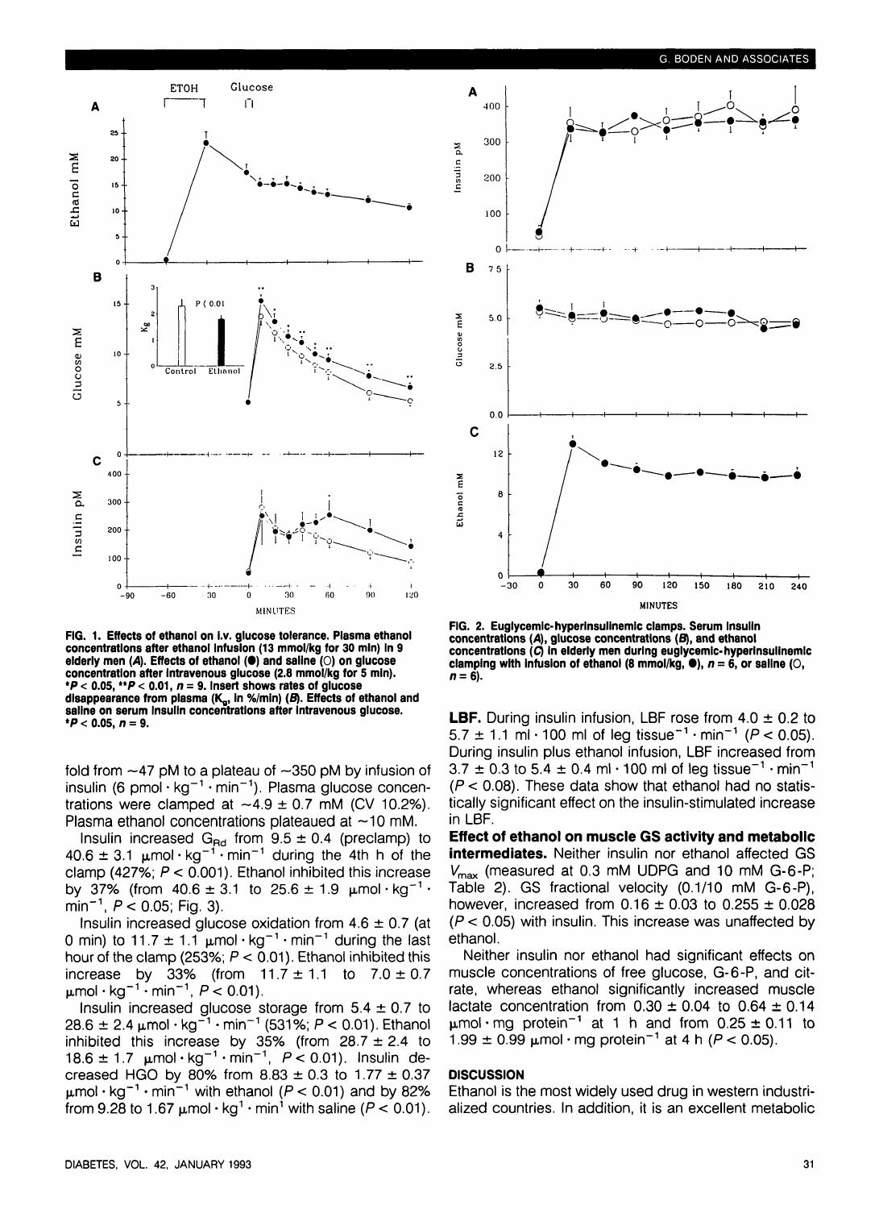FIG. 1. Effects of ethanol on i.v. glucose tolerance. Plasma ethanol concentrations after ethanol infusion (13 mmol/kg for 30 min) in 9 elderly men (*A*). Effects of ethanol (●) and saline (○) on glucose concentration after intravenous glucose (2.8 mmol/kg for 5 min). *$P < 0.05$, **$P < 0.01$, $n = 9$. Insert shows rates of glucose disappearance from plasma ($K_g$, in %/min) (*B*). Effects of ethanol and saline on serum insulin concentrations after intravenous glucose. *$P < 0.05$, $n = 9$.

FIG. 2. Euglycemic-hyperinsulinemic clamps. Serum insulin concentrations (*A*), glucose concentrations (*B*), and ethanol concentrations (*C*) in elderly men during euglycemic-hyperinsulinemic clamping with infusion of ethanol (8 mmol/kg, ●), $n = 6$, or saline (○, $n = 6$).

fold from ~47 pM to a plateau of ~350 pM by infusion of insulin (6 pmol · $kg^{-1}$ · $min^{-1}$). Plasma glucose concentrations were clamped at ~4.9 ± 0.7 mM (CV 10.2%). Plasma ethanol concentrations plateaued at ~10 mM.

Insulin increased $G_{Rd}$ from 9.5 ± 0.4 (preclamp) to 40.6 ± 3.1 μmol · $kg^{-1}$ · $min^{-1}$ during the 4th h of the clamp (427%; $P < 0.001$). Ethanol inhibited this increase by 37% (from 40.6 ± 3.1 to 25.6 ± 1.9 μmol · $kg^{-1}$ · $min^{-1}$, $P < 0.05$; Fig. 3).

Insulin increased glucose oxidation from 4.6 ± 0.7 (at 0 min) to 11.7 ± 1.1 μmol · $kg^{-1}$ · $min^{-1}$ during the last hour of the clamp (253%; $P < 0.01$). Ethanol inhibited this increase by 33% (from 11.7 ± 1.1 to 7.0 ± 0.7 μmol · $kg^{-1}$ · $min^{-1}$, $P < 0.01$).

Insulin increased glucose storage from 5.4 ± 0.7 to 28.6 ± 2.4 μmol · $kg^{-1}$ · $min^{-1}$ (531%; $P < 0.01$). Ethanol inhibited this increase by 35% (from 28.7 ± 2.4 to 18.6 ± 1.7 μmol · $kg^{-1}$ · $min^{-1}$, $P < 0.01$). Insulin decreased HGO by 80% from 8.83 ± 0.3 to 1.77 ± 0.37 μmol · $kg^{-1}$ · $min^{-1}$ with ethanol ($P < 0.01$) and by 82% from 9.28 to 1.67 μmol · $kg^{1}$ · $min^{1}$ with saline ($P < 0.01$).

**LBF.** During insulin infusion, LBF rose from 4.0 ± 0.2 to 5.7 ± 1.1 ml · 100 ml of leg $tissue^{-1}$ · $min^{-1}$ ($P < 0.05$). During insulin plus ethanol infusion, LBF increased from 3.7 ± 0.3 to 5.4 ± 0.4 ml · 100 ml of leg $tissue^{-1}$ · $min^{-1}$ ($P < 0.08$). These data show that ethanol had no statistically significant effect on the insulin-stimulated increase in LBF.

**Effect of ethanol on muscle GS activity and metabolic intermediates.** Neither insulin nor ethanol affected GS $V_{max}$ (measured at 0.3 mM UDPG and 10 mM G-6-P; Table 2). GS fractional velocity (0.1/10 mM G-6-P), however, increased from 0.16 ± 0.03 to 0.255 ± 0.028 ($P < 0.05$) with insulin. This increase was unaffected by ethanol.

Neither insulin nor ethanol had significant effects on muscle concentrations of free glucose, G-6-P, and citrate, whereas ethanol significantly increased muscle lactate concentration from 0.30 ± 0.04 to 0.64 ± 0.14 μmol · mg $protein^{-1}$ at 1 h and from 0.25 ± 0.11 to 1.99 ± 0.99 μmol · mg $protein^{-1}$ at 4 h ($P < 0.05$).

## DISCUSSION

Ethanol is the most widely used drug in western industrialized countries. In addition, it is an excellent metabolic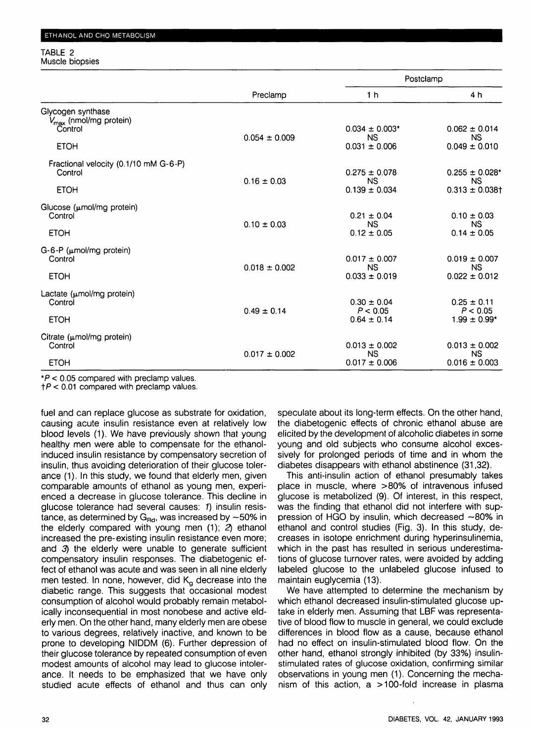TABLE 2
Muscle biopsies

| | Preclamp | Postclamp 1 h | Postclamp 4 h |
|---|---|---|---|
| Glycogen synthase | | | |
| $V_{max}$ (nmol/mg protein) | | | |
| Control | 0.054 ± 0.009 | 0.034 ± 0.003* | 0.062 ± 0.014 |
| | | NS | NS |
| ETOH | | 0.031 ± 0.006 | 0.049 ± 0.010 |
| Fractional velocity (0.1/10 mM G-6-P) | | | |
| Control | 0.16 ± 0.03 | 0.275 ± 0.078 | 0.255 ± 0.028* |
| | | NS | NS |
| ETOH | | 0.139 ± 0.034 | 0.313 ± 0.038† |
| Glucose (μmol/mg protein) | | | |
| Control | 0.10 ± 0.03 | 0.21 ± 0.04 | 0.10 ± 0.03 |
| | | NS | NS |
| ETOH | | 0.12 ± 0.05 | 0.14 ± 0.05 |
| G-6-P (μmol/mg protein) | | | |
| Control | 0.018 ± 0.002 | 0.017 ± 0.007 | 0.019 ± 0.007 |
| | | NS | NS |
| ETOH | | 0.033 ± 0.019 | 0.022 ± 0.012 |
| Lactate (μmol/mg protein) | | | |
| Control | 0.49 ± 0.14 | 0.30 ± 0.04 | 0.25 ± 0.11 |
| | | $P < 0.05$ | $P < 0.05$ |
| ETOH | | 0.64 ± 0.14 | 1.99 ± 0.99* |
| Citrate (μmol/mg protein) | | | |
| Control | 0.017 ± 0.002 | 0.013 ± 0.002 | 0.013 ± 0.002 |
| | | NS | NS |
| ETOH | | 0.017 ± 0.006 | 0.016 ± 0.003 |

*$P < 0.05$ compared with preclamp values.
†$P < 0.01$ compared with preclamp values.

fuel and can replace glucose as substrate for oxidation, causing acute insulin resistance even at relatively low blood levels (1). We have previously shown that young healthy men were able to compensate for the ethanol-induced insulin resistance by compensatory secretion of insulin, thus avoiding deterioration of their glucose tolerance (1). In this study, we found that elderly men, given comparable amounts of ethanol as young men, experienced a decrease in glucose tolerance. This decline in glucose tolerance had several causes: *1*) insulin resistance, as determined by $G_{Rd}$, was increased by ~50% in the elderly compared with young men (1); *2*) ethanol increased the pre-existing insulin resistance even more; and *3*) the elderly were unable to generate sufficient compensatory insulin responses. The diabetogenic effect of ethanol was acute and was seen in all nine elderly men tested. In none, however, did $K_g$ decrease into the diabetic range. This suggests that occasional modest consumption of alcohol would probably remain metabolically inconsequential in most nonobese and active elderly men. On the other hand, many elderly men are obese to various degrees, relatively inactive, and known to be prone to developing NIDDM (6). Further depression of their glucose tolerance by repeated consumption of even modest amounts of alcohol may lead to glucose intolerance. It needs to be emphasized that we have only studied acute effects of ethanol and thus can only speculate about its long-term effects. On the other hand, the diabetogenic effects of chronic ethanol abuse are elicited by the development of alcoholic diabetes in some young and old subjects who consume alcohol excessively for prolonged periods of time and in whom the diabetes disappears with ethanol abstinence (31,32).

This anti-insulin action of ethanol presumably takes place in muscle, where >80% of intravenous infused glucose is metabolized (9). Of interest, in this respect, was the finding that ethanol did not interfere with suppression of HGO by insulin, which decreased ~80% in ethanol and control studies (Fig. 3). In this study, decreases in isotope enrichment during hyperinsulinemia, which in the past has resulted in serious underestimations of glucose turnover rates, were avoided by adding labeled glucose to the unlabeled glucose infused to maintain euglycemia (13).

We have attempted to determine the mechanism by which ethanol decreased insulin-stimulated glucose uptake in elderly men. Assuming that LBF was representative of blood flow to muscle in general, we could exclude differences in blood flow as a cause, because ethanol had no effect on insulin-stimulated blood flow. On the other hand, ethanol strongly inhibited (by 33%) insulin-stimulated rates of glucose oxidation, confirming similar observations in young men (1). Concerning the mechanism of this action, a >100-fold increase in plasma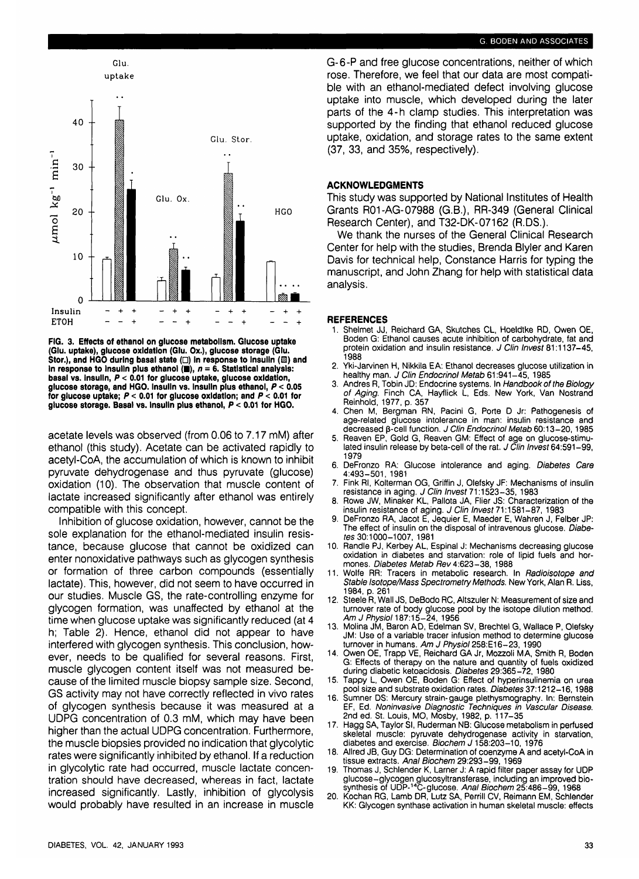FIG. 3. Effects of ethanol on glucose metabolism. Glucose uptake (Glu. uptake), glucose oxidation (Glu. Ox.), glucose storage (Glu. Stor.), and HGO during basal state (□) in response to insulin (▧) and in response to insulin plus ethanol (■), $n = 6$. Statistical analysis: basal vs. insulin, $P < 0.01$ for glucose uptake, glucose oxidation, glucose storage, and HGO. Insulin vs. insulin plus ethanol, $P < 0.05$ for glucose uptake; $P < 0.01$ for glucose oxidation; and $P < 0.01$ for glucose storage. Basal vs. insulin plus ethanol, $P < 0.01$ for HGO.

acetate levels was observed (from 0.06 to 7.17 mM) after ethanol (this study). Acetate can be activated rapidly to acetyl-CoA, the accumulation of which is known to inhibit pyruvate dehydrogenase and thus pyruvate (glucose) oxidation (10). The observation that muscle content of lactate increased significantly after ethanol was entirely compatible with this concept.

Inhibition of glucose oxidation, however, cannot be the sole explanation for the ethanol-mediated insulin resistance, because glucose that cannot be oxidized can enter nonoxidative pathways such as glycogen synthesis or formation of three carbon compounds (essentially lactate). This, however, did not seem to have occurred in our studies. Muscle GS, the rate-controlling enzyme for glycogen formation, was unaffected by ethanol at the time when glucose uptake was significantly reduced (at 4 h; Table 2). Hence, ethanol did not appear to have interfered with glycogen synthesis. This conclusion, however, needs to be qualified for several reasons. First, muscle glycogen content itself was not measured because of the limited muscle biopsy sample size. Second, GS activity may not have correctly reflected in vivo rates of glycogen synthesis because it was measured at a UDPG concentration of 0.3 mM, which may have been higher than the actual UDPG concentration. Furthermore, the muscle biopsies provided no indication that glycolytic rates were significantly inhibited by ethanol. If a reduction in glycolytic rate had occurred, muscle lactate concentration should have decreased, whereas in fact, lactate increased significantly. Lastly, inhibition of glycolysis would probably have resulted in an increase in muscle G-6-P and free glucose concentrations, neither of which rose. Therefore, we feel that our data are most compatible with an ethanol-mediated defect involving glucose uptake into muscle, which developed during the later parts of the 4-h clamp studies. This interpretation was supported by the finding that ethanol reduced glucose uptake, oxidation, and storage rates to the same extent (37, 33, and 35%, respectively).

## ACKNOWLEDGMENTS

This study was supported by National Institutes of Health Grants R01-AG-07988 (G.B.), RR-349 (General Clinical Research Center), and T32-DK-07162 (R.DS.).

We thank the nurses of the General Clinical Research Center for help with the studies, Brenda Blyler and Karen Davis for technical help, Constance Harris for typing the manuscript, and John Zhang for help with statistical data analysis.

## REFERENCES

1. Shelmet JJ, Reichard GA, Skutches CL, Hoeldtke RD, Owen OE, Boden G: Ethanol causes acute inhibition of carbohydrate, fat and protein oxidation and insulin resistance. *J Clin Invest* 81:1137–45, 1988
2. Yki-Jarvinen H, Nikkila EA: Ethanol decreases glucose utilization in healthy man. *J Clin Endocrinol Metab* 61:941–45, 1985
3. Andres R, Tobin JD: Endocrine systems. In *Handbook of the Biology of Aging*. Finch CA, Hayflick L, Eds. New York, Van Nostrand Reinhold, 1977, p. 357
4. Chen M, Bergman RN, Pacini G, Porte D Jr: Pathogenesis of age-related glucose intolerance in man: insulin resistance and decreased β-cell function. *J Clin Endocrinol Metab* 60:13–20, 1985
5. Reaven EP, Gold G, Reaven GM: Effect of age on glucose-stimulated insulin release by beta-cell of the rat. *J Clin Invest* 64:591–99, 1979
6. DeFronzo RA: Glucose intolerance and aging. *Diabetes Care* 4:493–501, 1981
7. Fink RI, Kolterman OG, Griffin J, Olefsky JF: Mechanisms of insulin resistance in aging. *J Clin Invest* 71:1523–35, 1983
8. Rowe JW, Minaker KL, Pallota JA, Flier JS: Characterization of the insulin resistance of aging. *J Clin Invest* 71:1581–87, 1983
9. DeFronzo RA, Jacot E, Jequier E, Maeder E, Wahren J, Felber JP: The effect of insulin on the disposal of intravenous glucose. *Diabetes* 30:1000–1007, 1981
10. Randle PJ, Kerbey AL, Espinal J: Mechanisms decreasing glucose oxidation in diabetes and starvation: role of lipid fuels and hormones. *Diabetes Metab Rev* 4:623–38, 1988
11. Wolfe RR: Tracers in metabolic research. In *Radioisotope and Stable Isotope/Mass Spectrometry Methods*. New York, Alan R. Liss, 1984, p. 261
12. Steele R, Wall JS, DeBodo RC, Altszuler N: Measurement of size and turnover rate of body glucose pool by the isotope dilution method. *Am J Physiol* 187:15–24, 1956
13. Molina JM, Baron AD, Edelman SV, Brechtel G, Wallace P, Olefsky JM: Use of a variable tracer infusion method to determine glucose turnover in humans. *Am J Physiol* 258:E16–23, 1990
14. Owen OE, Trapp VE, Reichard GA Jr, Mozzoli MA, Smith R, Boden G: Effects of therapy on the nature and quantity of fuels oxidized during diabetic ketoacidosis. *Diabetes* 29:365–72, 1980
15. Tappy L, Owen OE, Boden G: Effect of hyperinsulinemia on urea pool size and substrate oxidation rates. *Diabetes* 37:1212–16, 1988
16. Sumner DS: Mercury strain-gauge plethysmography. In: Bernstein EF, Ed. *Noninvasive Diagnostic Techniques in Vascular Disease*. 2nd ed. St. Louis, MO, Mosby, 1982, p. 117–35
17. Hagg SA, Taylor SI, Ruderman NB: Glucose metabolism in perfused skeletal muscle: pyruvate dehydrogenase activity in starvation, diabetes and exercise. *Biochem J* 158:203–10, 1976
18. Allred JB, Guy DG: Determination of coenzyme A and acetyl-CoA in tissue extracts. *Anal Biochem* 29:293–99, 1969
19. Thomas J, Schlender K, Larner J: A rapid filter paper assay for UDP glucose–glycogen glucosyltransferase, including an improved biosynthesis of UDP-$^{14}$C-glucose. *Anal Biochem* 25:486–99, 1968
20. Kochan RG, Lamb DR, Lutz SA, Perrill CV, Reimann EM, Schlender KK: Glycogen synthase activation in human skeletal muscle: effects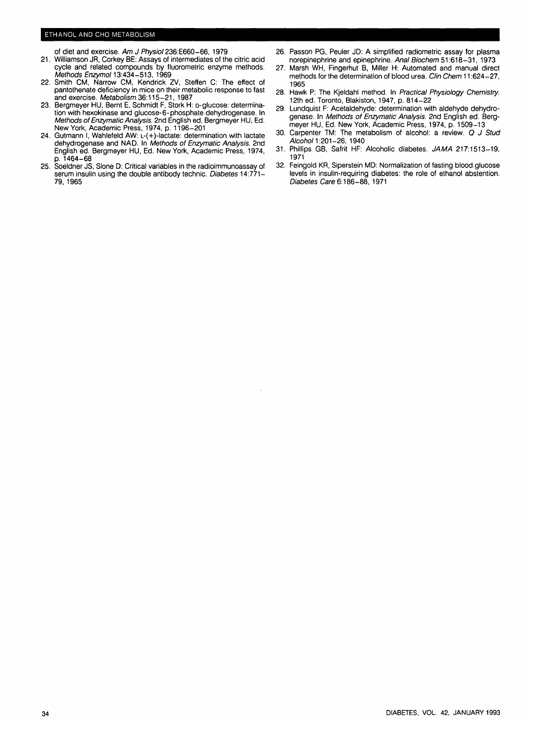of diet and exercise. *Am J Physiol* 236:E660–66, 1979

21. Williamson JR, Corkey BE: Assays of intermediates of the citric acid cycle and related compounds by fluorometric enzyme methods. *Methods Enzymol* 13:434–513, 1969
22. Smith CM, Narrow CM, Kendrick ZV, Steffen C: The effect of pantothenate deficiency in mice on their metabolic response to fast and exercise. *Metabolism* 36:115–21, 1987
23. Bergmeyer HU, Bernt E, Schmidt F, Stork H: D-glucose: determination with hexokinase and glucose-6-phosphate dehydrogenase. In *Methods of Enzymatic Analysis.* 2nd English ed. Bergmeyer HU, Ed. New York, Academic Press, 1974, p. 1196–201
24. Gutmann I, Wahlefeld AW: L-(+)-lactate: determination with lactate dehydrogenase and NAD. In *Methods of Enzymatic Analysis.* 2nd English ed. Bergmeyer HU, Ed. New York, Academic Press, 1974, p. 1464–68
25. Soeldner JS, Slone D: Critical variables in the radioimmunoassay of serum insulin using the double antibody technic. *Diabetes* 14:771–79, 1965
26. Passon PG, Peuler JD: A simplified radiometric assay for plasma norepinephrine and epinephrine. *Anal Biochem* 51:618–31, 1973
27. Marsh WH, Fingerhut B, Miller H: Automated and manual direct methods for the determination of blood urea. *Clin Chem* 11:624–27, 1965
28. Hawk P: The Kjeldahl method. In *Practical Physiology Chemistry.* 12th ed. Toronto, Blakiston, 1947, p. 814–22
29. Lundquist F: Acetaldehyde: determination with aldehyde dehydrogenase. In *Methods of Enzymatic Analysis.* 2nd English ed. Bergmeyer HU, Ed. New York, Academic Press, 1974, p. 1509–13
30. Carpenter TM: The metabolism of alcohol: a review. *Q J Stud Alcohol* 1:201–26, 1940
31. Phillips GB, Safrit HF: Alcoholic diabetes. *JAMA* 217:1513–19, 1971
32. Feingold KR, Siperstein MD: Normalization of fasting blood glucose levels in insulin-requiring diabetes: the role of ethanol abstention. *Diabetes Care* 6:186–88, 1971